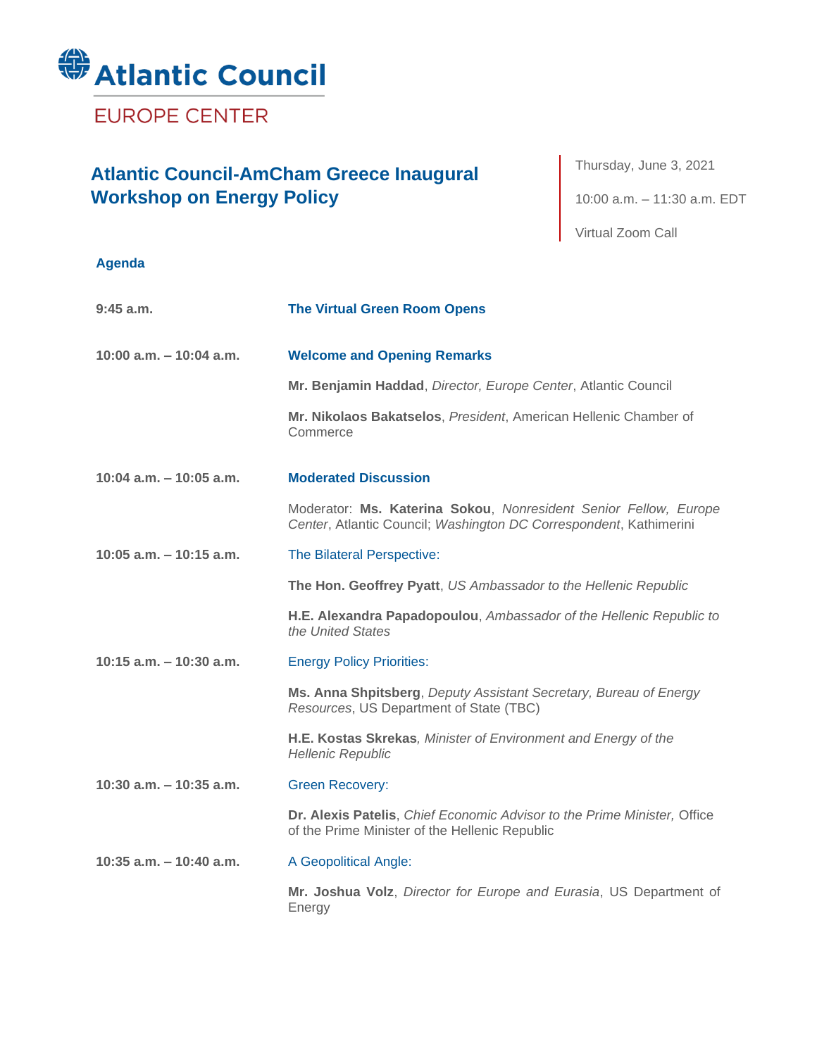# Atlantic Council

## EUROPE CENTER

## Atlantic Council-AmCham Greece Inaugural Workshop on Energy Policy

Thursday, June 3, 2021

10:00 a.m. – 11:30 a.m. EDT

Virtual Zoom Call

### Agenda

**9:45 a.m.** — **The Virtual Green Room Opens**

**10:00 a.m. – 10:04 a.m.** — **Welcome and Opening Remarks**

**Mr. Benjamin Haddad**, *Director, Europe Center*, Atlantic Council

**Mr. Nikolaos Bakatselos**, *President*, American Hellenic Chamber of Commerce

**10:04 a.m. – 10:05 a.m.** — **Moderated Discussion**

Moderator: **Ms. Katerina Sokou**, *Nonresident Senior Fellow, Europe Center*, Atlantic Council; *Washington DC Correspondent*, Kathimerini

**10:05 a.m. – 10:15 a.m.** — The Bilateral Perspective:

**The Hon. Geoffrey Pyatt**, *US Ambassador to the Hellenic Republic*

**H.E. Alexandra Papadopoulou**, *Ambassador of the Hellenic Republic to the United States*

**10:15 a.m. – 10:30 a.m.** — Energy Policy Priorities:

**Ms. Anna Shpitsberg**, *Deputy Assistant Secretary, Bureau of Energy Resources*, US Department of State (TBC)

**H.E. Kostas Skrekas***, Minister of Environment and Energy of the Hellenic Republic*

**10:30 a.m. – 10:35 a.m.** — Green Recovery:

**Dr. Alexis Patelis**, *Chief Economic Advisor to the Prime Minister,* Office of the Prime Minister of the Hellenic Republic

**10:35 a.m. – 10:40 a.m.** — A Geopolitical Angle:

**Mr. Joshua Volz**, *Director for Europe and Eurasia*, US Department of Energy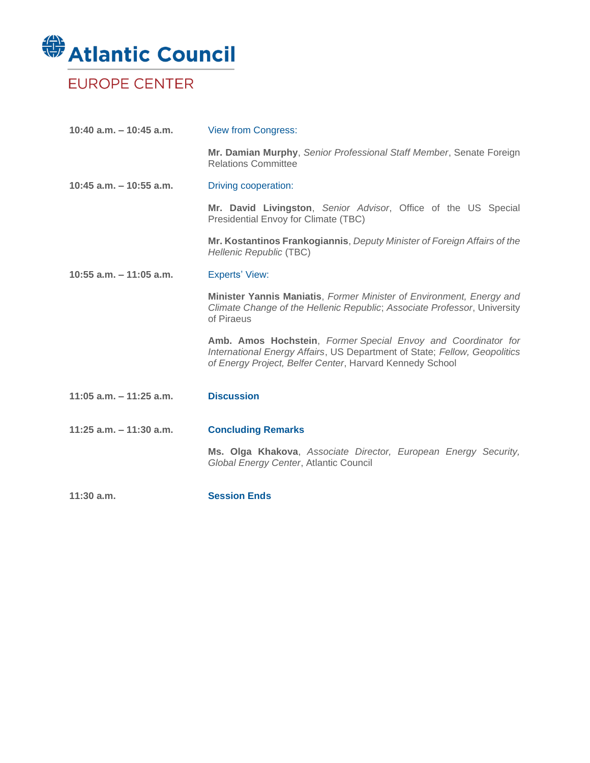Atlantic Council

EUROPE CENTER

| | |
|---|---|
| **10:40 a.m. – 10:45 a.m.** | View from Congress: |
| | **Mr. Damian Murphy**, *Senior Professional Staff Member*, Senate Foreign Relations Committee |
| **10:45 a.m. – 10:55 a.m.** | Driving cooperation: |
| | **Mr. David Livingston**, *Senior Advisor*, Office of the US Special Presidential Envoy for Climate (TBC) |
| | **Mr. Kostantinos Frankogiannis**, *Deputy Minister of Foreign Affairs of the Hellenic Republic* (TBC) |
| **10:55 a.m. – 11:05 a.m.** | Experts' View: |
| | **Minister Yannis Maniatis**, *Former Minister of Environment, Energy and Climate Change of the Hellenic Republic*; *Associate Professor*, University of Piraeus |
| | **Amb. Amos Hochstein**, *Former Special Envoy and Coordinator for International Energy Affairs*, US Department of State; *Fellow, Geopolitics of Energy Project, Belfer Center*, Harvard Kennedy School |
| **11:05 a.m. – 11:25 a.m.** | **Discussion** |
| **11:25 a.m. – 11:30 a.m.** | **Concluding Remarks** |
| | **Ms. Olga Khakova**, *Associate Director, European Energy Security, Global Energy Center*, Atlantic Council |
| **11:30 a.m.** | **Session Ends** |